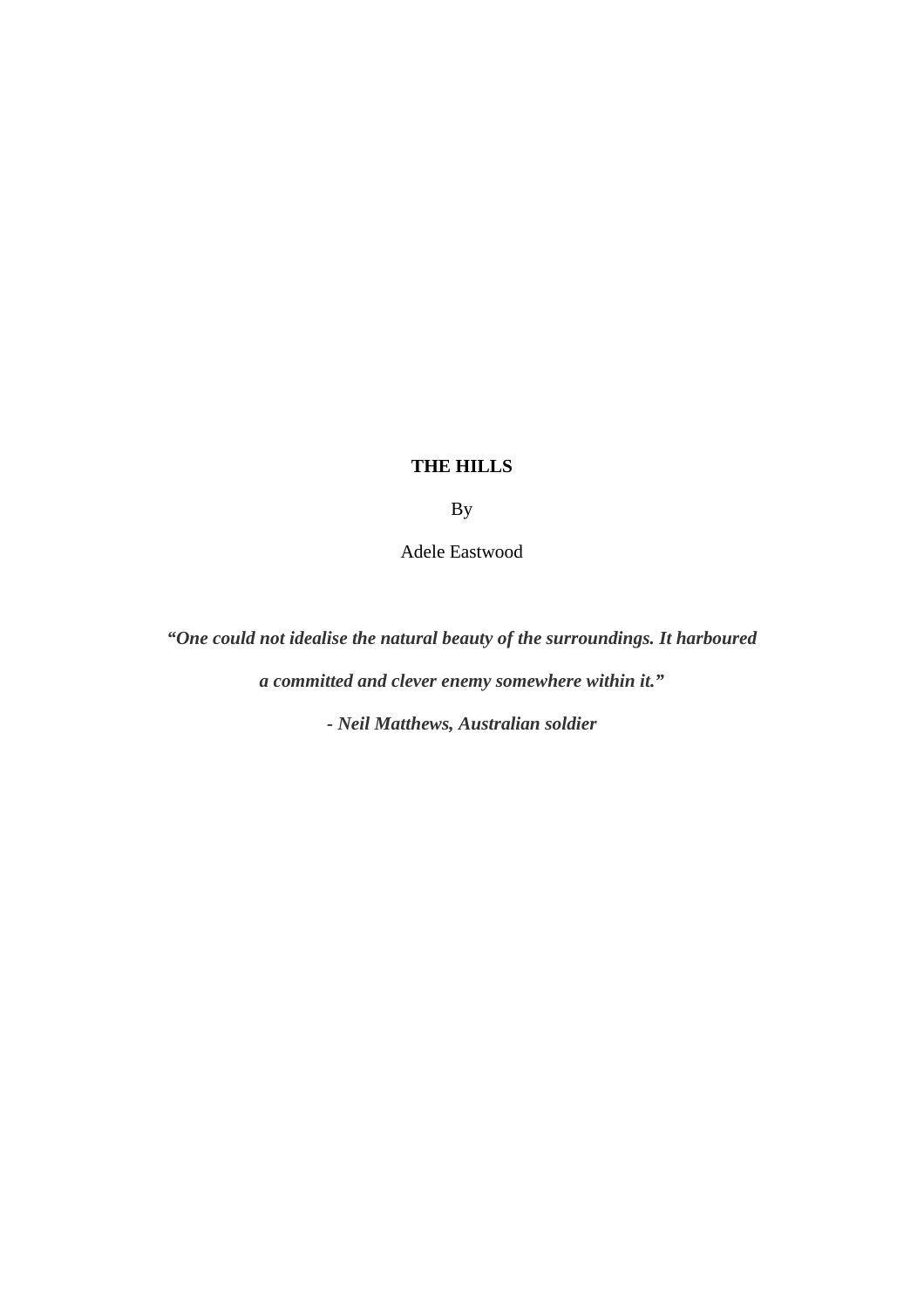# THE HILLS

By

Adele Eastwood

***"One could not idealise the natural beauty of the surroundings. It harboured a committed and clever enemy somewhere within it."***

***- Neil Matthews, Australian soldier***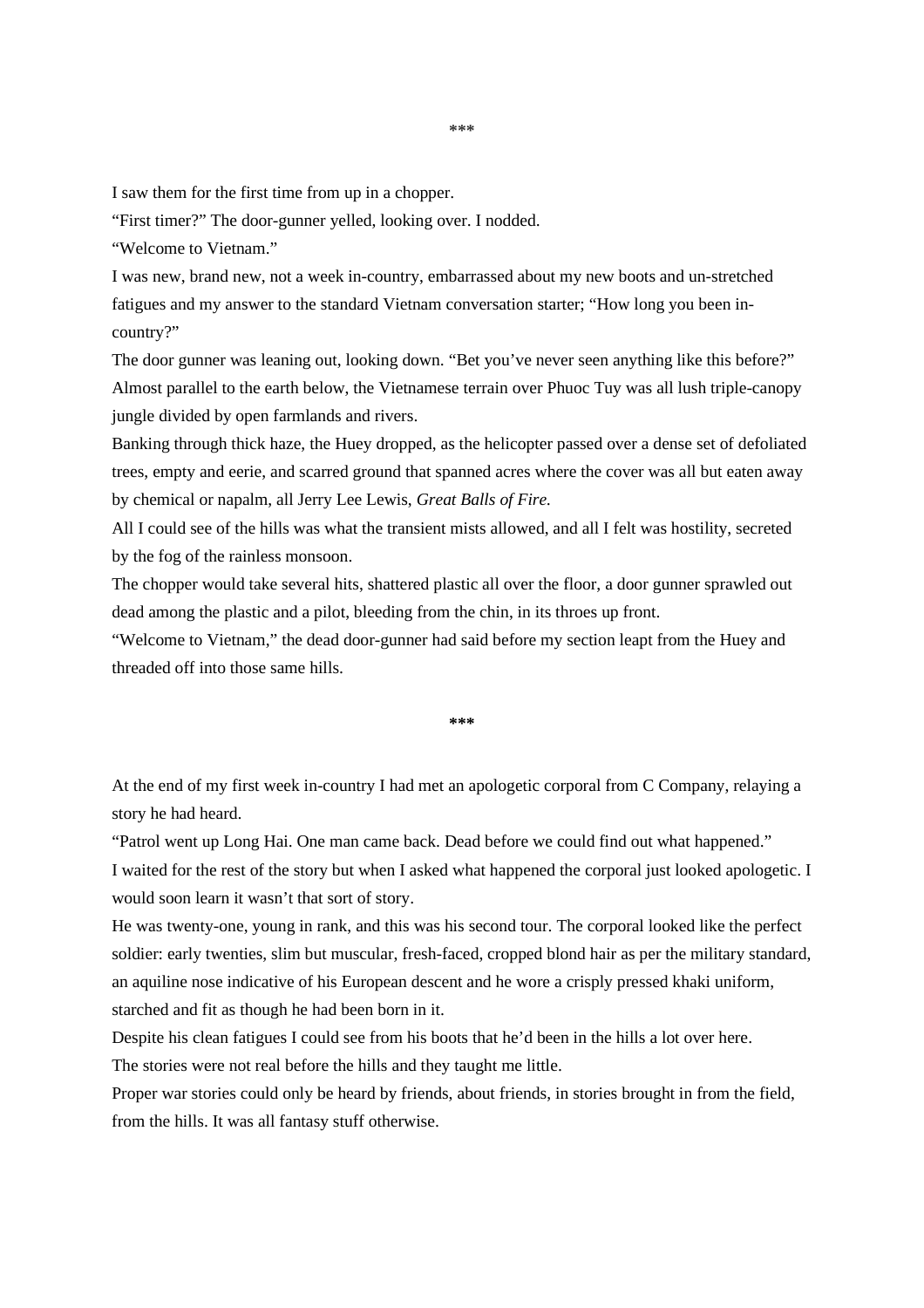\*\*\*

I saw them for the first time from up in a chopper.

“First timer?” The door-gunner yelled, looking over. I nodded.

“Welcome to Vietnam.”

I was new, brand new, not a week in-country, embarrassed about my new boots and un-stretched fatigues and my answer to the standard Vietnam conversation starter; “How long you been in-country?”

The door gunner was leaning out, looking down. “Bet you’ve never seen anything like this before?”

Almost parallel to the earth below, the Vietnamese terrain over Phuoc Tuy was all lush triple-canopy jungle divided by open farmlands and rivers.

Banking through thick haze, the Huey dropped, as the helicopter passed over a dense set of defoliated trees, empty and eerie, and scarred ground that spanned acres where the cover was all but eaten away by chemical or napalm, all Jerry Lee Lewis, *Great Balls of Fire.*

All I could see of the hills was what the transient mists allowed, and all I felt was hostility, secreted by the fog of the rainless monsoon.

The chopper would take several hits, shattered plastic all over the floor, a door gunner sprawled out dead among the plastic and a pilot, bleeding from the chin, in its throes up front.

“Welcome to Vietnam,” the dead door-gunner had said before my section leapt from the Huey and threaded off into those same hills.

**\*\*\***

At the end of my first week in-country I had met an apologetic corporal from C Company, relaying a story he had heard.

“Patrol went up Long Hai. One man came back. Dead before we could find out what happened.”

I waited for the rest of the story but when I asked what happened the corporal just looked apologetic. I would soon learn it wasn’t that sort of story.

He was twenty-one, young in rank, and this was his second tour. The corporal looked like the perfect soldier: early twenties, slim but muscular, fresh-faced, cropped blond hair as per the military standard, an aquiline nose indicative of his European descent and he wore a crisply pressed khaki uniform, starched and fit as though he had been born in it.

Despite his clean fatigues I could see from his boots that he’d been in the hills a lot over here.

The stories were not real before the hills and they taught me little.

Proper war stories could only be heard by friends, about friends, in stories brought in from the field, from the hills. It was all fantasy stuff otherwise.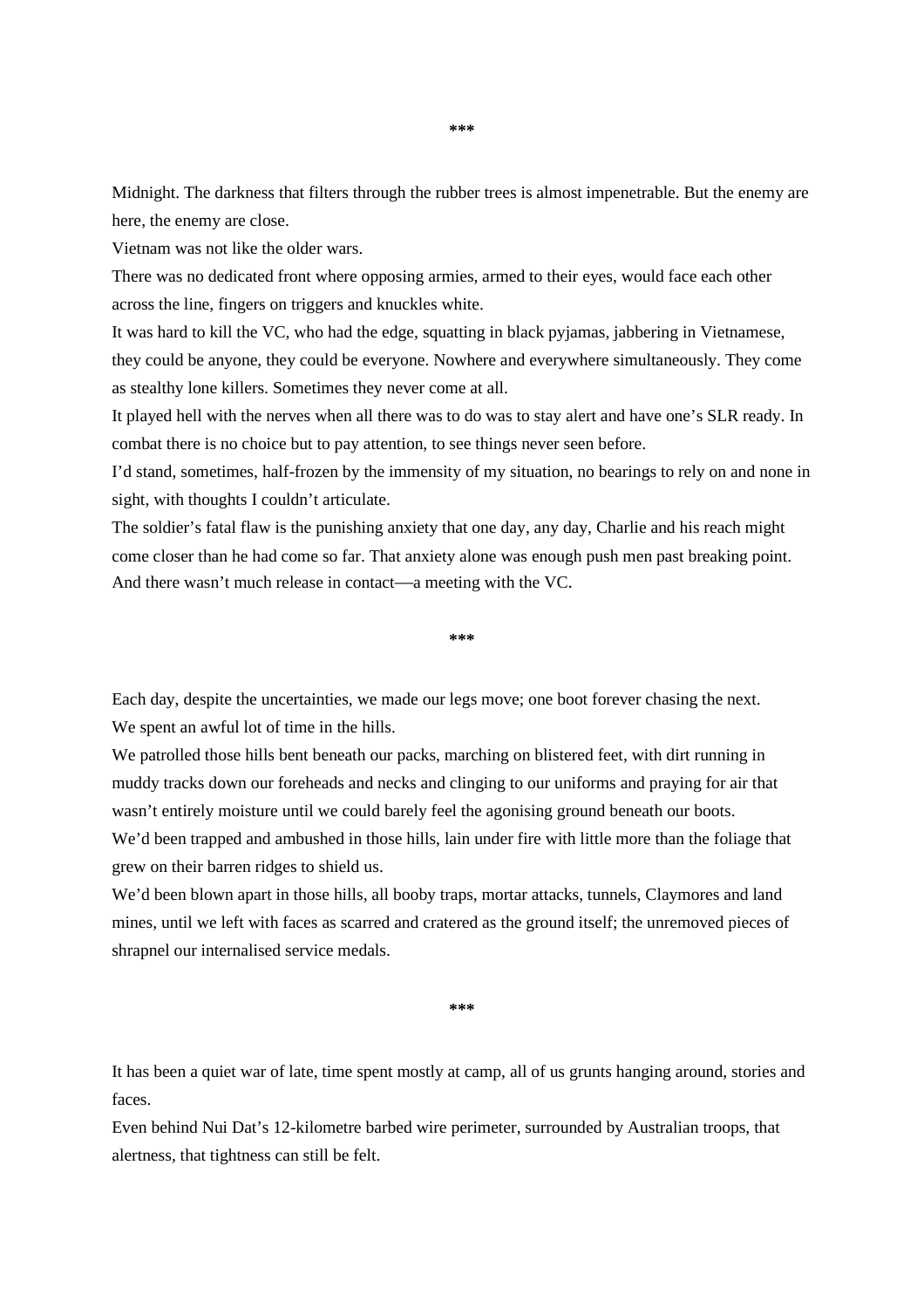\*\*\*

Midnight. The darkness that filters through the rubber trees is almost impenetrable. But the enemy are here, the enemy are close.

Vietnam was not like the older wars.

There was no dedicated front where opposing armies, armed to their eyes, would face each other across the line, fingers on triggers and knuckles white.

It was hard to kill the VC, who had the edge, squatting in black pyjamas, jabbering in Vietnamese, they could be anyone, they could be everyone. Nowhere and everywhere simultaneously. They come as stealthy lone killers. Sometimes they never come at all.

It played hell with the nerves when all there was to do was to stay alert and have one's SLR ready. In combat there is no choice but to pay attention, to see things never seen before.

I'd stand, sometimes, half-frozen by the immensity of my situation, no bearings to rely on and none in sight, with thoughts I couldn't articulate.

The soldier's fatal flaw is the punishing anxiety that one day, any day, Charlie and his reach might come closer than he had come so far. That anxiety alone was enough push men past breaking point. And there wasn't much release in contact—a meeting with the VC.

\*\*\*

Each day, despite the uncertainties, we made our legs move; one boot forever chasing the next.

We spent an awful lot of time in the hills.

We patrolled those hills bent beneath our packs, marching on blistered feet, with dirt running in muddy tracks down our foreheads and necks and clinging to our uniforms and praying for air that wasn't entirely moisture until we could barely feel the agonising ground beneath our boots.

We'd been trapped and ambushed in those hills, lain under fire with little more than the foliage that grew on their barren ridges to shield us.

We'd been blown apart in those hills, all booby traps, mortar attacks, tunnels, Claymores and land mines, until we left with faces as scarred and cratered as the ground itself; the unremoved pieces of shrapnel our internalised service medals.

\*\*\*

It has been a quiet war of late, time spent mostly at camp, all of us grunts hanging around, stories and faces.

Even behind Nui Dat's 12-kilometre barbed wire perimeter, surrounded by Australian troops, that alertness, that tightness can still be felt.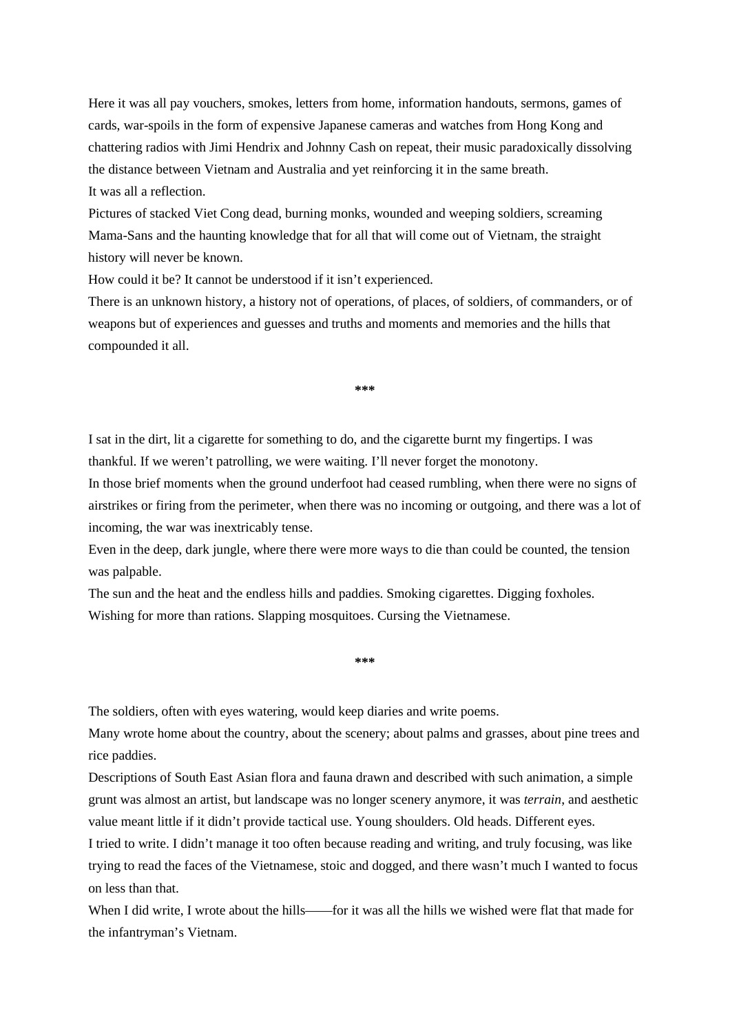Here it was all pay vouchers, smokes, letters from home, information handouts, sermons, games of cards, war-spoils in the form of expensive Japanese cameras and watches from Hong Kong and chattering radios with Jimi Hendrix and Johnny Cash on repeat, their music paradoxically dissolving the distance between Vietnam and Australia and yet reinforcing it in the same breath.

It was all a reflection.

Pictures of stacked Viet Cong dead, burning monks, wounded and weeping soldiers, screaming Mama-Sans and the haunting knowledge that for all that will come out of Vietnam, the straight history will never be known.

How could it be? It cannot be understood if it isn't experienced.

There is an unknown history, a history not of operations, of places, of soldiers, of commanders, or of weapons but of experiences and guesses and truths and moments and memories and the hills that compounded it all.

***

I sat in the dirt, lit a cigarette for something to do, and the cigarette burnt my fingertips. I was thankful. If we weren't patrolling, we were waiting. I'll never forget the monotony.

In those brief moments when the ground underfoot had ceased rumbling, when there were no signs of airstrikes or firing from the perimeter, when there was no incoming or outgoing, and there was a lot of incoming, the war was inextricably tense.

Even in the deep, dark jungle, where there were more ways to die than could be counted, the tension was palpable.

The sun and the heat and the endless hills and paddies. Smoking cigarettes. Digging foxholes. Wishing for more than rations. Slapping mosquitoes. Cursing the Vietnamese.

***

The soldiers, often with eyes watering, would keep diaries and write poems.

Many wrote home about the country, about the scenery; about palms and grasses, about pine trees and rice paddies.

Descriptions of South East Asian flora and fauna drawn and described with such animation, a simple grunt was almost an artist, but landscape was no longer scenery anymore, it was *terrain*, and aesthetic value meant little if it didn't provide tactical use. Young shoulders. Old heads. Different eyes.

I tried to write. I didn't manage it too often because reading and writing, and truly focusing, was like trying to read the faces of the Vietnamese, stoic and dogged, and there wasn't much I wanted to focus on less than that.

When I did write, I wrote about the hills——for it was all the hills we wished were flat that made for the infantryman's Vietnam.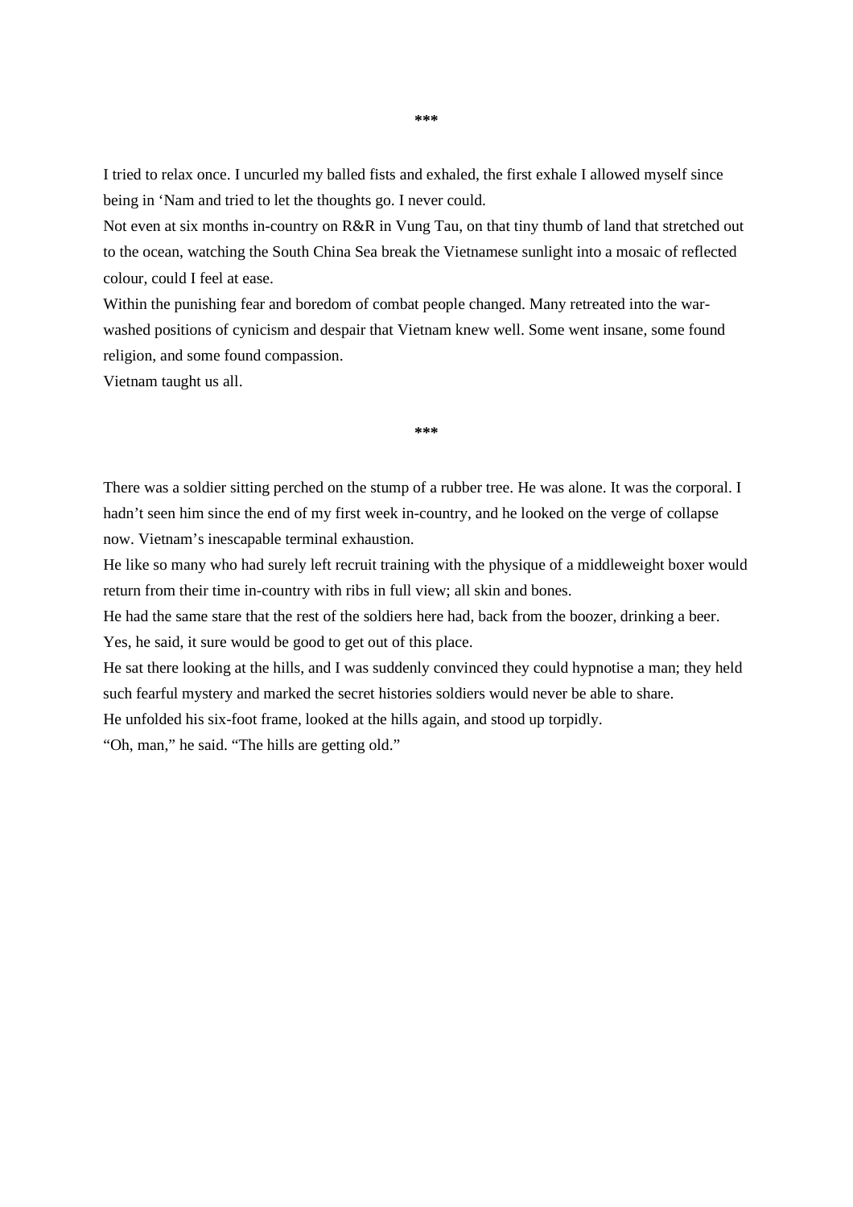\*\*\*

I tried to relax once. I uncurled my balled fists and exhaled, the first exhale I allowed myself since being in 'Nam and tried to let the thoughts go. I never could.

Not even at six months in-country on R&R in Vung Tau, on that tiny thumb of land that stretched out to the ocean, watching the South China Sea break the Vietnamese sunlight into a mosaic of reflected colour, could I feel at ease.

Within the punishing fear and boredom of combat people changed. Many retreated into the war-washed positions of cynicism and despair that Vietnam knew well. Some went insane, some found religion, and some found compassion.

Vietnam taught us all.

\*\*\*

There was a soldier sitting perched on the stump of a rubber tree. He was alone. It was the corporal. I hadn't seen him since the end of my first week in-country, and he looked on the verge of collapse now. Vietnam's inescapable terminal exhaustion.

He like so many who had surely left recruit training with the physique of a middleweight boxer would return from their time in-country with ribs in full view; all skin and bones.

He had the same stare that the rest of the soldiers here had, back from the boozer, drinking a beer. Yes, he said, it sure would be good to get out of this place.

He sat there looking at the hills, and I was suddenly convinced they could hypnotise a man; they held such fearful mystery and marked the secret histories soldiers would never be able to share.

He unfolded his six-foot frame, looked at the hills again, and stood up torpidly.

"Oh, man," he said. "The hills are getting old."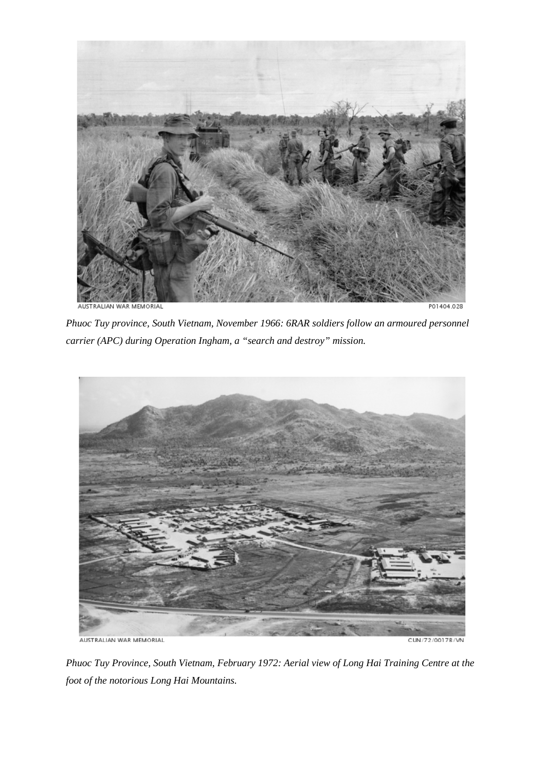AUSTRALIAN WAR MEMORIAL P01404.028

*Phuoc Tuy province, South Vietnam, November 1966: 6RAR soldiers follow an armoured personnel carrier (APC) during Operation Ingham, a "search and destroy" mission.*

AUSTRALIAN WAR MEMORIAL CUN/72/0017B/VN

*Phuoc Tuy Province, South Vietnam, February 1972: Aerial view of Long Hai Training Centre at the foot of the notorious Long Hai Mountains.*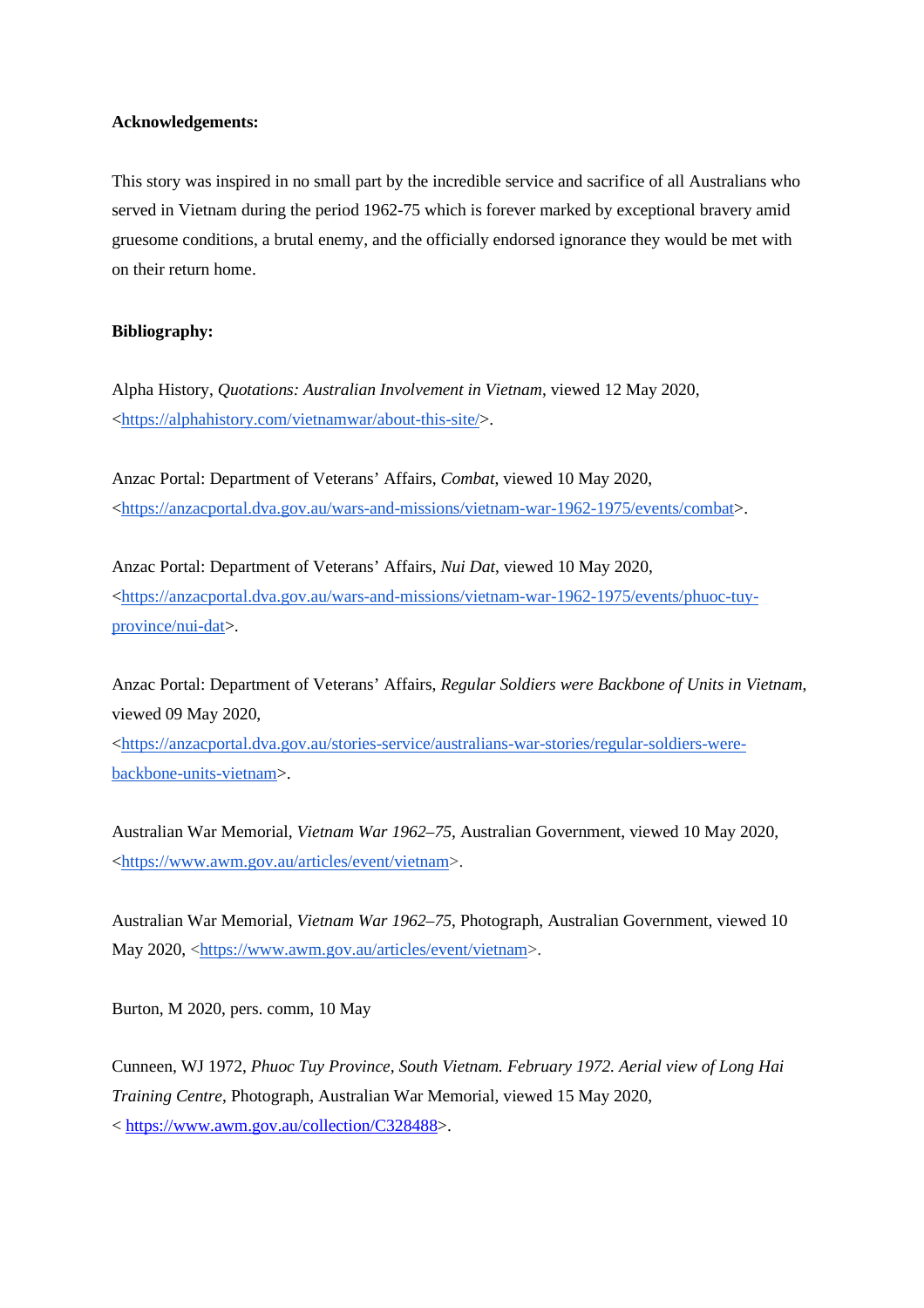**Acknowledgements:**

This story was inspired in no small part by the incredible service and sacrifice of all Australians who served in Vietnam during the period 1962-75 which is forever marked by exceptional bravery amid gruesome conditions, a brutal enemy, and the officially endorsed ignorance they would be met with on their return home.

**Bibliography:**

Alpha History, *Quotations: Australian Involvement in Vietnam*, viewed 12 May 2020, <https://alphahistory.com/vietnamwar/about-this-site/>.

Anzac Portal: Department of Veterans' Affairs, *Combat*, viewed 10 May 2020, <https://anzacportal.dva.gov.au/wars-and-missions/vietnam-war-1962-1975/events/combat>.

Anzac Portal: Department of Veterans' Affairs, *Nui Dat*, viewed 10 May 2020, <https://anzacportal.dva.gov.au/wars-and-missions/vietnam-war-1962-1975/events/phuoc-tuy-province/nui-dat>.

Anzac Portal: Department of Veterans' Affairs, *Regular Soldiers were Backbone of Units in Vietnam*, viewed 09 May 2020, <https://anzacportal.dva.gov.au/stories-service/australians-war-stories/regular-soldiers-were-backbone-units-vietnam>.

Australian War Memorial, *Vietnam War 1962–75*, Australian Government, viewed 10 May 2020, <https://www.awm.gov.au/articles/event/vietnam>.

Australian War Memorial, *Vietnam War 1962–75*, Photograph, Australian Government, viewed 10 May 2020, <https://www.awm.gov.au/articles/event/vietnam>.

Burton, M 2020, pers. comm, 10 May

Cunneen, WJ 1972, *Phuoc Tuy Province, South Vietnam. February 1972. Aerial view of Long Hai Training Centre*, Photograph, Australian War Memorial, viewed 15 May 2020, < https://www.awm.gov.au/collection/C328488>.